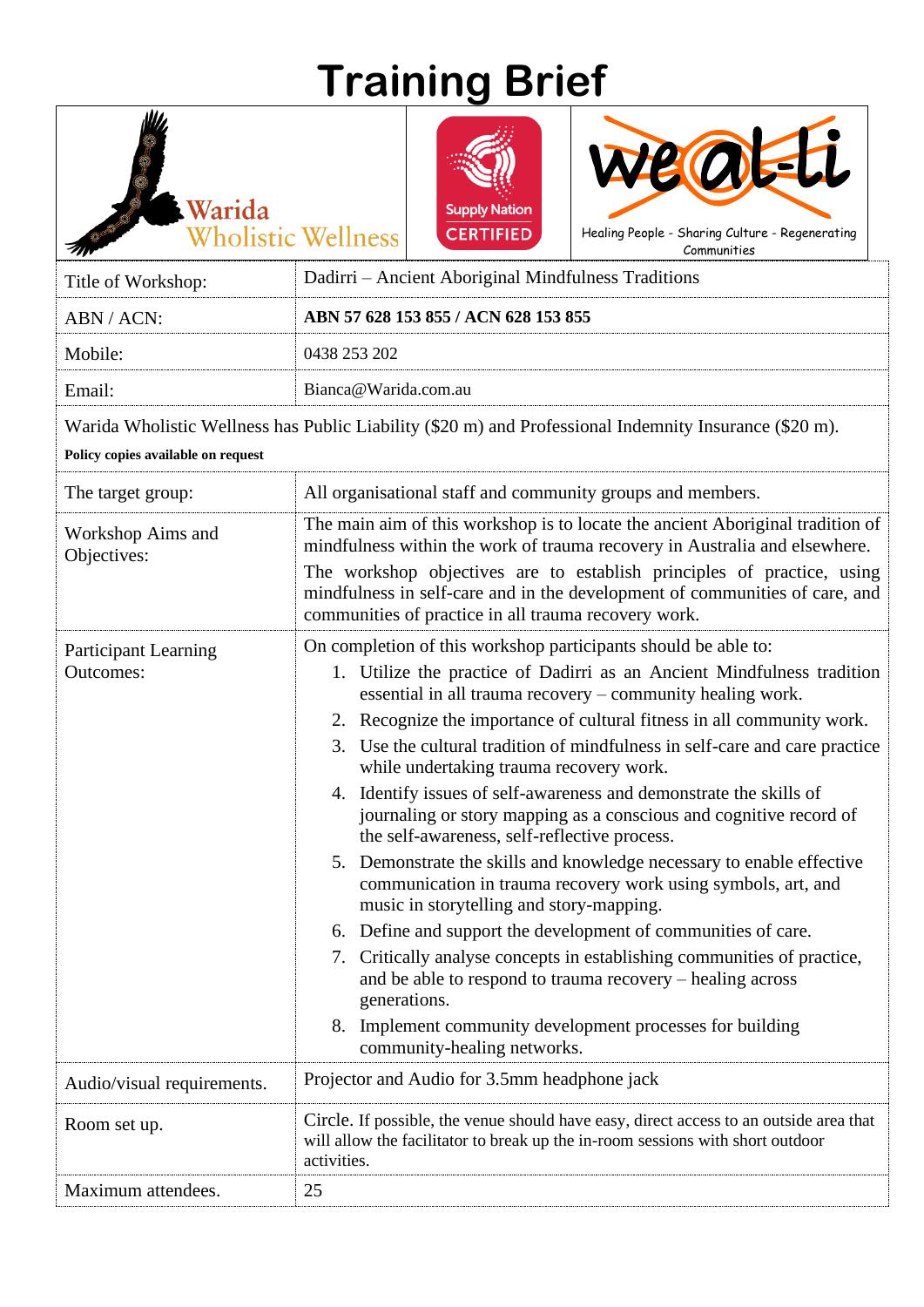# Training Brief

Warida Wholistic Wellness

Supply Nation CERTIFIED

we-al-li

Healing People - Sharing Culture - Regenerating Communities

| | |
|---|---|
| Title of Workshop: | Dadirri – Ancient Aboriginal Mindfulness Traditions |
| ABN / ACN: | **ABN 57 628 153 855 / ACN 628 153 855** |
| Mobile: | 0438 253 202 |
| Email: | Bianca@Warida.com.au |

Warida Wholistic Wellness has Public Liability ($20 m) and Professional Indemnity Insurance ($20 m).

**Policy copies available on request**

| | |
|---|---|
| The target group: | All organisational staff and community groups and members. |
| Workshop Aims and Objectives: | The main aim of this workshop is to locate the ancient Aboriginal tradition of mindfulness within the work of trauma recovery in Australia and elsewhere.<br>The workshop objectives are to establish principles of practice, using mindfulness in self-care and in the development of communities of care, and communities of practice in all trauma recovery work. |
| Participant Learning Outcomes: | On completion of this workshop participants should be able to:<br>1. Utilize the practice of Dadirri as an Ancient Mindfulness tradition essential in all trauma recovery – community healing work.<br>2. Recognize the importance of cultural fitness in all community work.<br>3. Use the cultural tradition of mindfulness in self-care and care practice while undertaking trauma recovery work.<br>4. Identify issues of self-awareness and demonstrate the skills of journaling or story mapping as a conscious and cognitive record of the self-awareness, self-reflective process.<br>5. Demonstrate the skills and knowledge necessary to enable effective communication in trauma recovery work using symbols, art, and music in storytelling and story-mapping.<br>6. Define and support the development of communities of care.<br>7. Critically analyse concepts in establishing communities of practice, and be able to respond to trauma recovery – healing across generations.<br>8. Implement community development processes for building community-healing networks. |
| Audio/visual requirements. | Projector and Audio for 3.5mm headphone jack |
| Room set up. | Circle. If possible, the venue should have easy, direct access to an outside area that will allow the facilitator to break up the in-room sessions with short outdoor activities. |
| Maximum attendees. | 25 |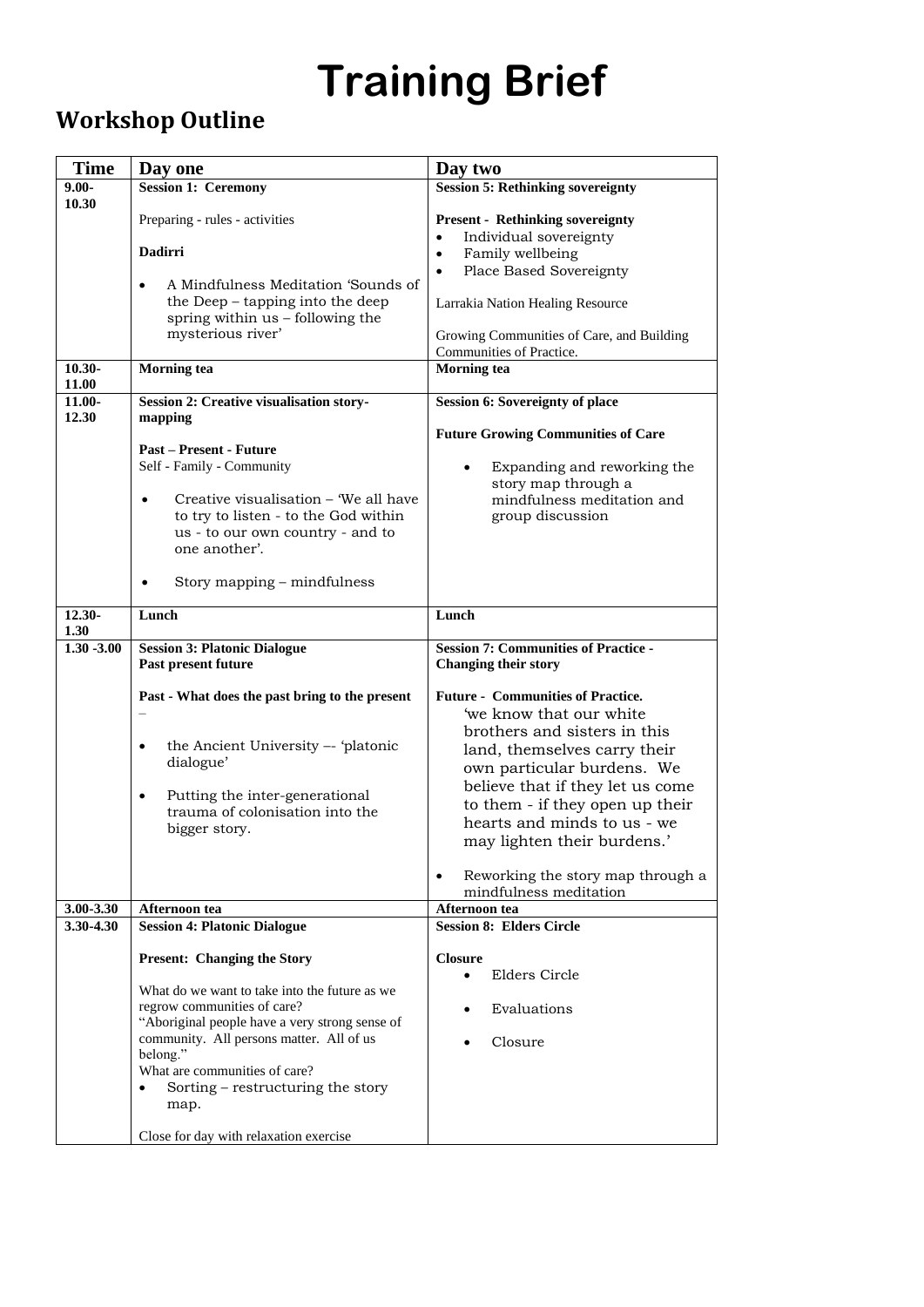# Training Brief

## Workshop Outline

| Time | Day one | Day two |
| --- | --- | --- |
| 9.00-10.30 | **Session 1: Ceremony**<br><br>Preparing - rules - activities<br><br>**Dadirri**<br><br>• A Mindfulness Meditation 'Sounds of the Deep – tapping into the deep spring within us – following the mysterious river' | **Session 5: Rethinking sovereignty**<br><br>**Present - Rethinking sovereignty**<br>• Individual sovereignty<br>• Family wellbeing<br>• Place Based Sovereignty<br><br>Larrakia Nation Healing Resource<br><br>Growing Communities of Care, and Building Communities of Practice. |
| 10.30-11.00 | **Morning tea** | **Morning tea** |
| 11.00-12.30 | **Session 2: Creative visualisation story-mapping**<br><br>**Past – Present - Future**<br>Self - Family - Community<br><br>• Creative visualisation – 'We all have to try to listen - to the God within us - to our own country - and to one another'.<br><br>• Story mapping – mindfulness | **Session 6: Sovereignty of place**<br><br>**Future Growing Communities of Care**<br><br>• Expanding and reworking the story map through a mindfulness meditation and group discussion |
| 12.30-1.30 | **Lunch** | **Lunch** |
| 1.30 -3.00 | **Session 3: Platonic Dialogue**<br>**Past present future**<br><br>**Past - What does the past bring to the present**<br>–<br><br>• the Ancient University –- 'platonic dialogue'<br><br>• Putting the inter-generational trauma of colonisation into the bigger story. | **Session 7: Communities of Practice - Changing their story**<br><br>**Future - Communities of Practice.**<br>'we know that our white brothers and sisters in this land, themselves carry their own particular burdens. We believe that if they let us come to them - if they open up their hearts and minds to us - we may lighten their burdens.'<br><br>• Reworking the story map through a mindfulness meditation |
| 3.00-3.30 | **Afternoon tea** | **Afternoon tea** |
| 3.30-4.30 | **Session 4: Platonic Dialogue**<br><br>**Present: Changing the Story**<br><br>What do we want to take into the future as we regrow communities of care?<br>"Aboriginal people have a very strong sense of community. All persons matter. All of us belong."<br>What are communities of care?<br>• Sorting – restructuring the story map.<br><br>Close for day with relaxation exercise | **Session 8: Elders Circle**<br><br>**Closure**<br>• Elders Circle<br><br>• Evaluations<br><br>• Closure |